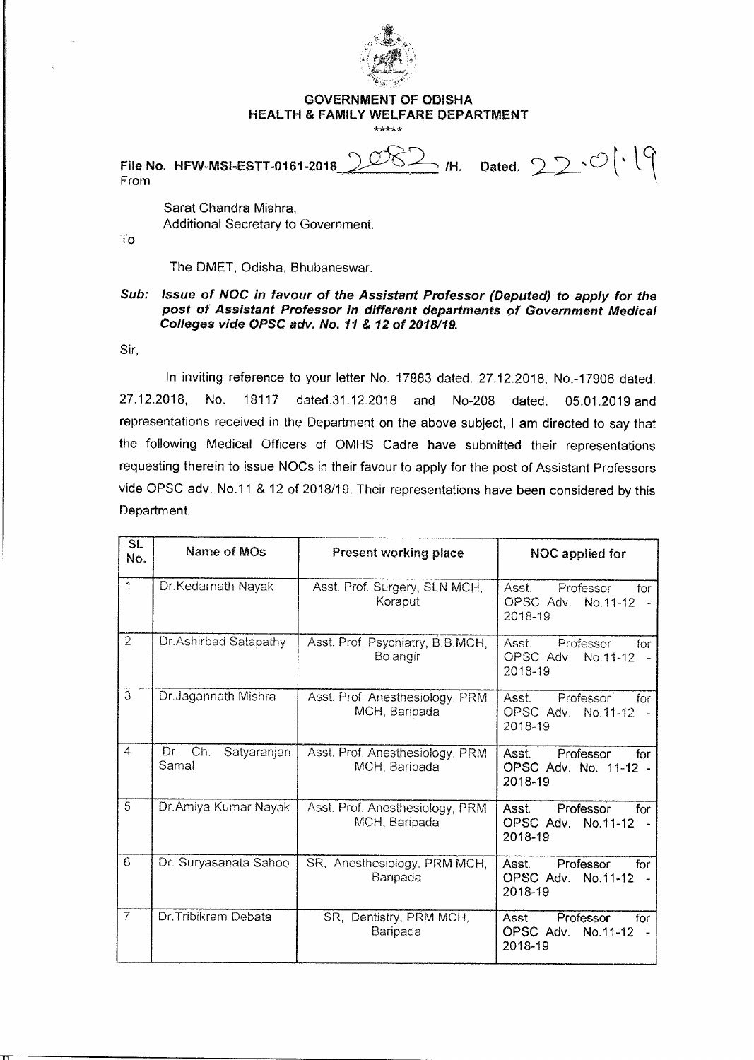**GOVERNMENT OF ODISHA**
**HEALTH & FAMILY WELFARE DEPARTMENT**

\*\*\*\*\*

File No. HFW-MSI-ESTT-0161-2018 2082 /H. Dated. 22.01.19

From

Sarat Chandra Mishra,
Additional Secretary to Government.

To

The DMET, Odisha, Bhubaneswar.

***Sub: Issue of NOC in favour of the Assistant Professor (Deputed) to apply for the post of Assistant Professor in different departments of Government Medical Colleges vide OPSC adv. No. 11 & 12 of 2018/19.***

Sir,

In inviting reference to your letter No. 17883 dated. 27.12.2018, No.-17906 dated. 27.12.2018, No. 18117 dated.31.12.2018 and No-208 dated. 05.01.2019 and representations received in the Department on the above subject, I am directed to say that the following Medical Officers of OMHS Cadre have submitted their representations requesting therein to issue NOCs in their favour to apply for the post of Assistant Professors vide OPSC adv. No.11 & 12 of 2018/19. Their representations have been considered by this Department.

| SL No. | Name of MOs | Present working place | NOC applied for |
|---|---|---|---|
| 1 | Dr.Kedarnath Nayak | Asst. Prof. Surgery, SLN MCH, Koraput | Asst. Professor for OPSC Adv. No.11-12 - 2018-19 |
| 2 | Dr.Ashirbad Satapathy | Asst. Prof. Psychiatry, B.B.MCH, Bolangir | Asst. Professor for OPSC Adv. No.11-12 - 2018-19 |
| 3 | Dr.Jagannath Mishra | Asst. Prof. Anesthesiology, PRM MCH, Baripada | Asst. Professor for OPSC Adv. No.11-12 - 2018-19 |
| 4 | Dr. Ch. Satyaranjan Samal | Asst. Prof. Anesthesiology, PRM MCH, Baripada | Asst. Professor for OPSC Adv. No. 11-12 - 2018-19 |
| 5 | Dr.Amiya Kumar Nayak | Asst. Prof. Anesthesiology, PRM MCH, Baripada | Asst. Professor for OPSC Adv. No.11-12 - 2018-19 |
| 6 | Dr. Suryasanata Sahoo | SR, Anesthesiology, PRM MCH, Baripada | Asst. Professor for OPSC Adv. No.11-12 - 2018-19 |
| 7 | Dr.Tribikram Debata | SR, Dentistry, PRM MCH, Baripada | Asst. Professor for OPSC Adv. No.11-12 - 2018-19 |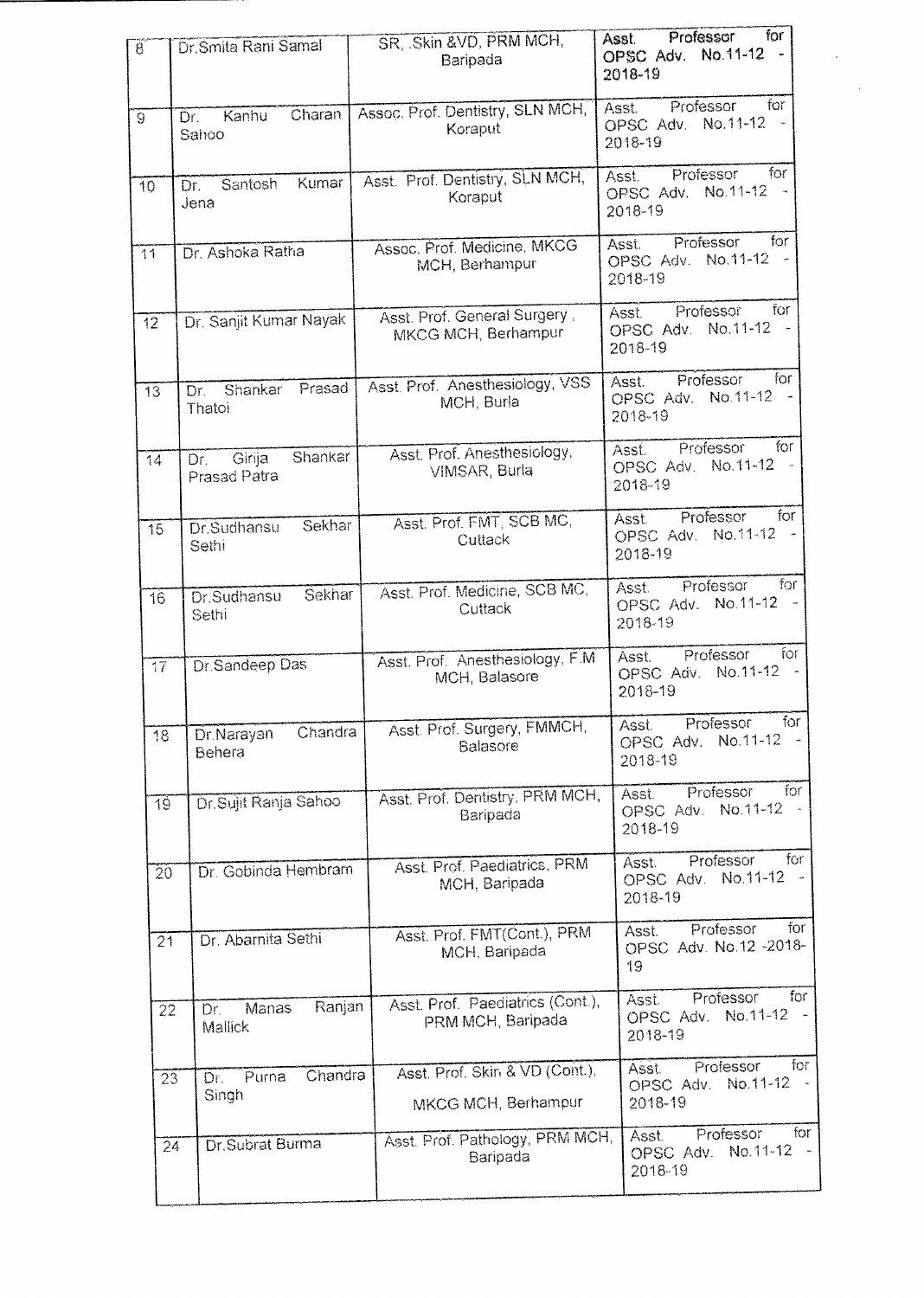| 8 | Dr.Smita Rani Samal | SR, .Skin &VD, PRM MCH, Baripada | **Asst. Professor for OPSC Adv. No.11-12 - 2018-19** |
|---|---|---|---|
| 9 | Dr. Kanhu Charan Sahoo | Assoc. Prof. Dentistry, SLN MCH, Koraput | Asst. Professor for OPSC Adv. No.11-12 - 2018-19 |
| 10 | Dr. Santosh Kumar Jena | Asst. Prof. Dentistry, SLN MCH, Koraput | Asst. Professor for OPSC Adv. No.11-12 - 2018-19 |
| 11 | Dr. Ashoka Ratha | Assoc. Prof. Medicine, MKCG MCH, Berhampur | Asst. Professor for OPSC Adv. No.11-12 - 2018-19 |
| 12 | Dr. Sanjit Kumar Nayak | Asst. Prof. General Surgery , MKCG MCH, Berhampur | Asst. Professor for OPSC Adv. No.11-12 - 2018-19 |
| 13 | Dr. Shankar Prasad Thatoi | Asst. Prof. Anesthesiology, VSS MCH, Burla | Asst. Professor for OPSC Adv. No.11-12 - 2018-19 |
| 14 | Dr. Girija Shankar Prasad Patra | Asst. Prof. Anesthesiology, VIMSAR, Burla | Asst. Professor for OPSC Adv. No.11-12 - 2018-19 |
| 15 | Dr.Sudhansu Sekhar Sethi | Asst. Prof. FMT, SCB MC, Cuttack | Asst. Professor for OPSC Adv. No.11-12 - 2018-19 |
| 16 | Dr.Sudhansu Sekhar Sethi | Asst. Prof. Medicine, SCB MC, Cuttack | Asst. Professor for OPSC Adv. No.11-12 - 2018-19 |
| 17 | Dr.Sandeep Das | Asst. Prof. Anesthesiology, F.M MCH, Balasore | Asst. Professor for OPSC Adv. No.11-12 - 2018-19 |
| 18 | Dr.Narayan Chandra Behera | Asst. Prof. Surgery, FMMCH, Balasore | Asst. Professor for OPSC Adv. No.11-12 - 2018-19 |
| 19 | Dr.Sujit Ranja Sahoo | Asst. Prof. Dentistry, PRM MCH, Baripada | Asst. Professor for OPSC Adv. No.11-12 - 2018-19 |
| 20 | Dr. Gobinda Hembram | Asst. Prof. Paediatrics, PRM MCH, Baripada | Asst. Professor for OPSC Adv. No.11-12 - 2018-19 |
| 21 | Dr. Abarnita Sethi | Asst. Prof. FMT(Cont.), PRM MCH, Baripada | Asst. Professor for OPSC Adv. No.12 -2018-19 |
| 22 | Dr. Manas Ranjan Mallick | Asst. Prof. Paediatrics (Cont.), PRM MCH, Baripada | Asst. Professor for OPSC Adv. No.11-12 - 2018-19 |
| 23 | Dr. Purna Chandra Singh | Asst. Prof. Skin & VD (Cont.), MKCG MCH, Berhampur | Asst. Professor for OPSC Adv. No.11-12 - 2018-19 |
| 24 | Dr.Subrat Burma | Asst. Prof. Pathology, PRM MCH, Baripada | Asst. Professor for OPSC Adv. No.11-12 - 2018-19 |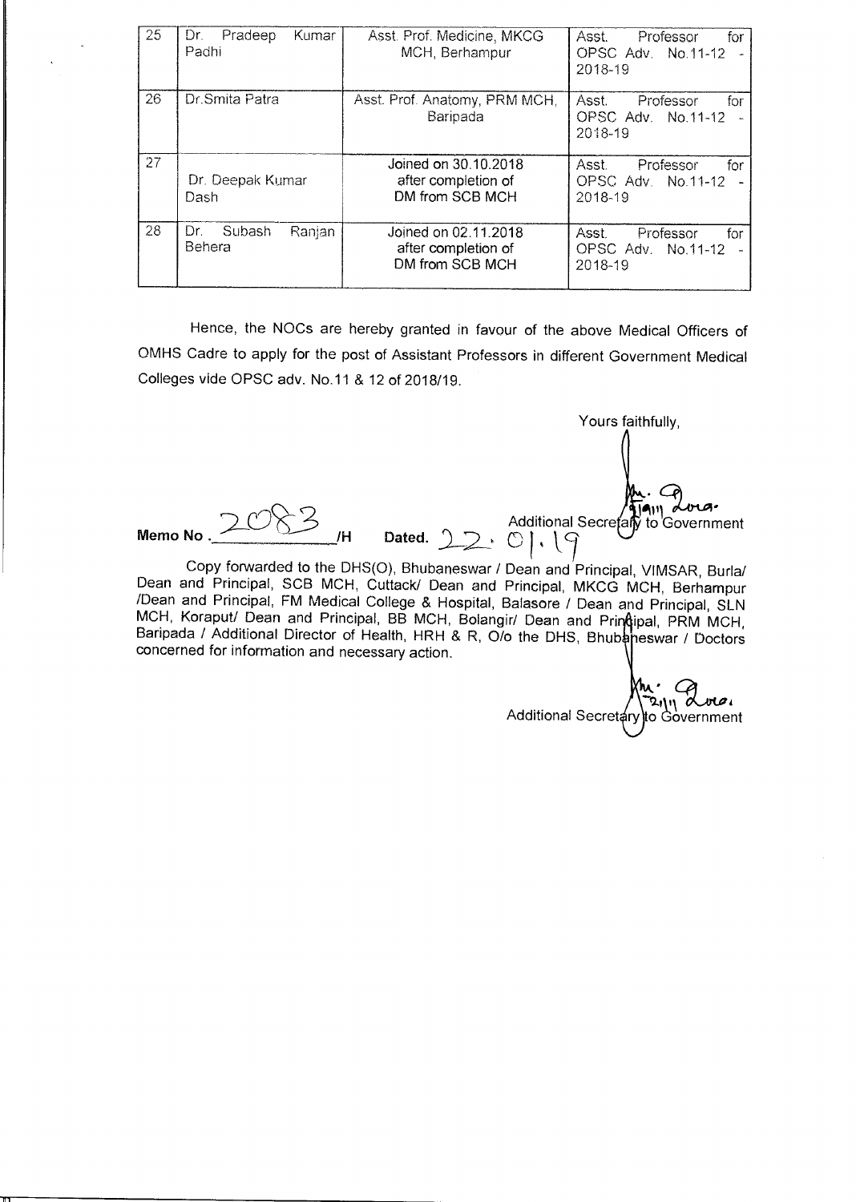| | | | |
|---|---|---|---|
| 25 | Dr. Pradeep Kumar Padhi | Asst. Prof. Medicine, MKCG MCH, Berhampur | Asst. Professor for OPSC Adv. No.11-12 - 2018-19 |
| 26 | Dr.Smita Patra | Asst. Prof. Anatomy, PRM MCH, Baripada | Asst. Professor for OPSC Adv. No.11-12 - 2018-19 |
| 27 | Dr. Deepak Kumar Dash | Joined on 30.10.2018 after completion of DM from SCB MCH | Asst. Professor for OPSC Adv. No.11-12 - 2018-19 |
| 28 | Dr. Subash Ranjan Behera | Joined on 02.11.2018 after completion of DM from SCB MCH | Asst. Professor for OPSC Adv. No.11-12 - 2018-19 |

Hence, the NOCs are hereby granted in favour of the above Medical Officers of OMHS Cadre to apply for the post of Assistant Professors in different Government Medical Colleges vide OPSC adv. No.11 & 12 of 2018/19.

Yours faithfully,

Additional Secretary to Government

Memo No. 2083 /H Dated. 22.01.19

Copy forwarded to the DHS(O), Bhubaneswar / Dean and Principal, VIMSAR, Burla/ Dean and Principal, SCB MCH, Cuttack/ Dean and Principal, MKCG MCH, Berhampur /Dean and Principal, FM Medical College & Hospital, Balasore / Dean and Principal, SLN MCH, Koraput/ Dean and Principal, BB MCH, Bolangir/ Dean and Principal, PRM MCH, Baripada / Additional Director of Health, HRH & R, O/o the DHS, Bhubaneswar / Doctors concerned for information and necessary action.

Additional Secretary to Government